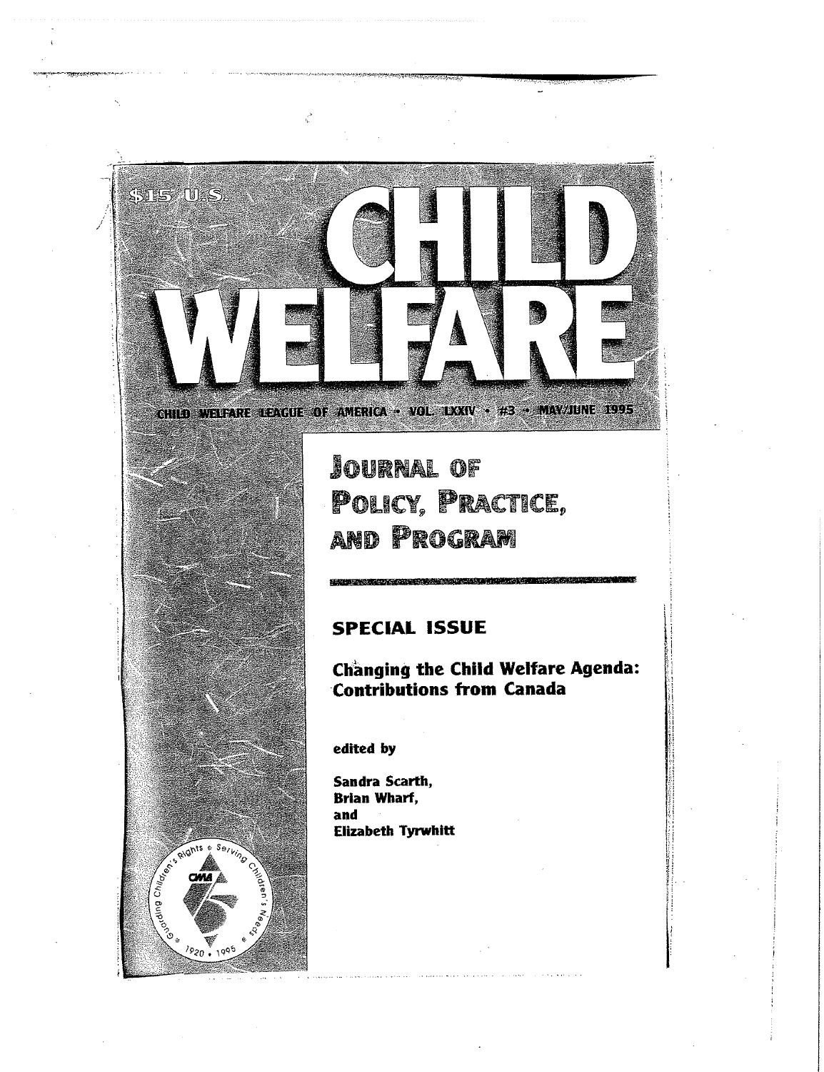$15 U.S.

# CHILD WELFARE

CHILD WELFARE LEAGUE OF AMERICA • VOL. LXXIV • #3 • MAY/JUNE 1995

## JOURNAL OF POLICY, PRACTICE, AND PROGRAM

### SPECIAL ISSUE

**Changing the Child Welfare Agenda: Contributions from Canada**

**edited by**

**Sandra Scarth,**
**Brian Wharf,**
**and**
**Elizabeth Tyrwhitt**

Guarding Children's Rights • Serving Children's Needs

CWLA

1920 • 1995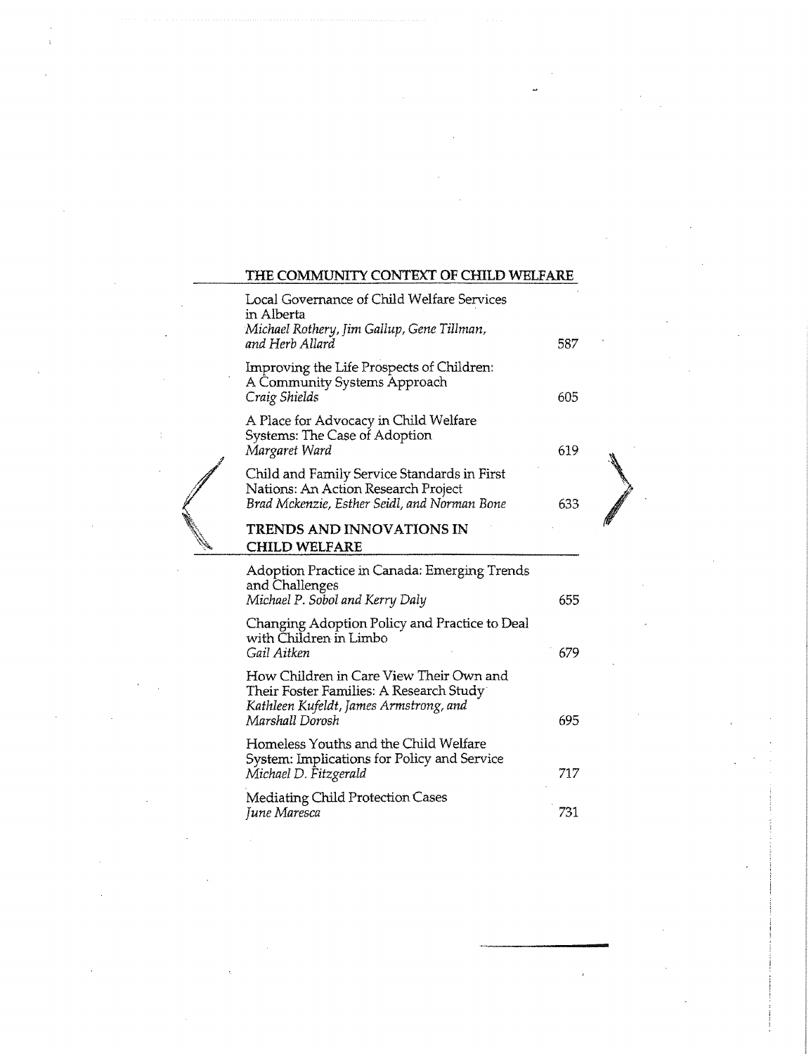## THE COMMUNITY CONTEXT OF CHILD WELFARE

Local Governance of Child Welfare Services in Alberta
*Michael Rothery, Jim Gallup, Gene Tillman, and Herb Allard* — 587

Improving the Life Prospects of Children: A Community Systems Approach
*Craig Shields* — 605

A Place for Advocacy in Child Welfare Systems: The Case of Adoption
*Margaret Ward* — 619

Child and Family Service Standards in First Nations: An Action Research Project
*Brad Mckenzie, Esther Seidl, and Norman Bone* — 633

## TRENDS AND INNOVATIONS IN CHILD WELFARE

Adoption Practice in Canada: Emerging Trends and Challenges
*Michael P. Sobol and Kerry Daly* — 655

Changing Adoption Policy and Practice to Deal with Children in Limbo
*Gail Aitken* — 679

How Children in Care View Their Own and Their Foster Families: A Research Study
*Kathleen Kufeldt, James Armstrong, and Marshall Dorosh* — 695

Homeless Youths and the Child Welfare System: Implications for Policy and Service
*Michael D. Fitzgerald* — 717

Mediating Child Protection Cases
*June Maresca* — 731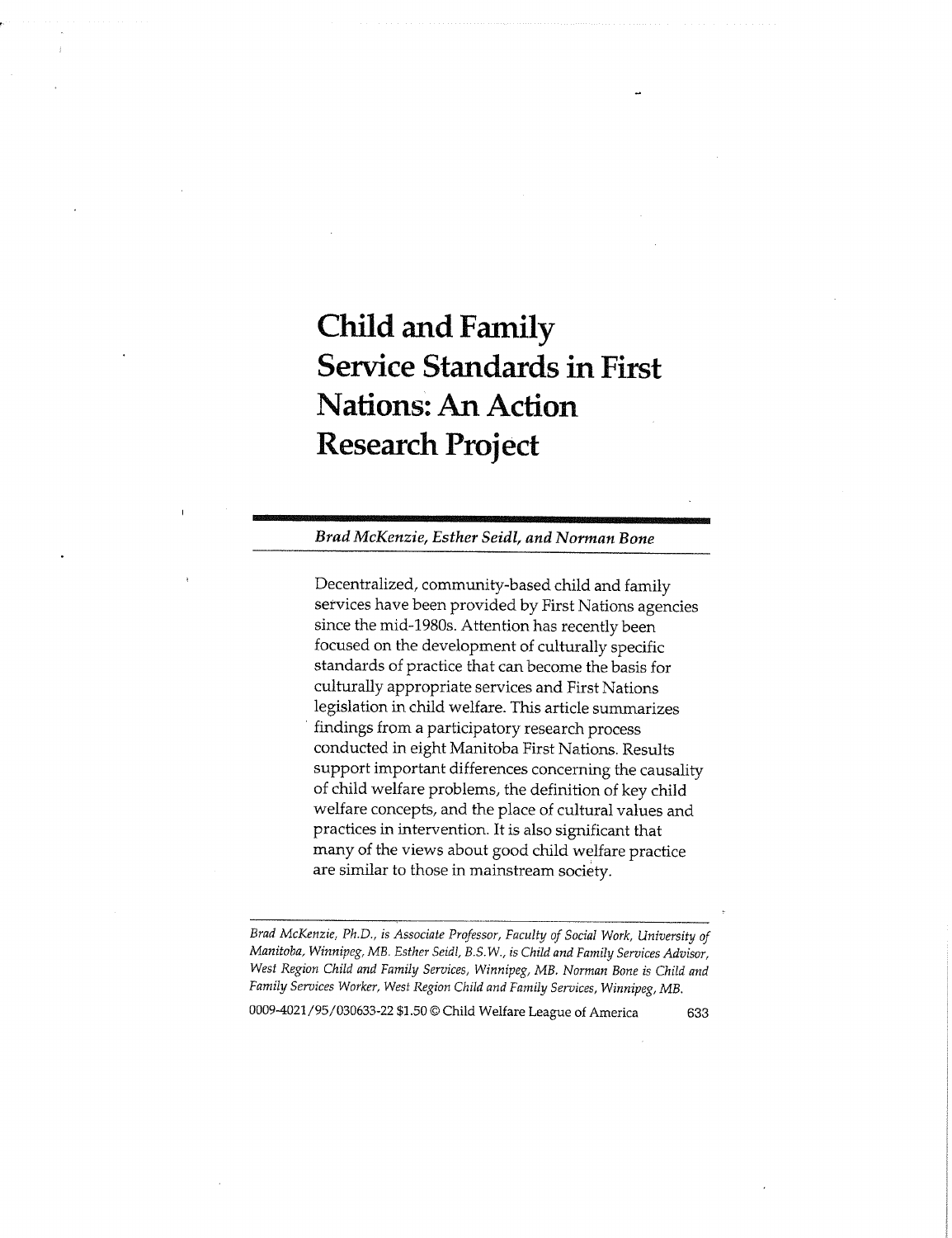# Child and Family Service Standards in First Nations: An Action Research Project

*Brad McKenzie, Esther Seidl, and Norman Bone*

Decentralized, community-based child and family services have been provided by First Nations agencies since the mid-1980s. Attention has recently been focused on the development of culturally specific standards of practice that can become the basis for culturally appropriate services and First Nations legislation in child welfare. This article summarizes findings from a participatory research process conducted in eight Manitoba First Nations. Results support important differences concerning the causality of child welfare problems, the definition of key child welfare concepts, and the place of cultural values and practices in intervention. It is also significant that many of the views about good child welfare practice are similar to those in mainstream society.

---

*Brad McKenzie, Ph.D., is Associate Professor, Faculty of Social Work, University of Manitoba, Winnipeg, MB. Esther Seidl, B.S.W., is Child and Family Services Advisor, West Region Child and Family Services, Winnipeg, MB. Norman Bone is Child and Family Services Worker, West Region Child and Family Services, Winnipeg, MB.*

0009-4021/95/030633-22 $1.50 © Child Welfare League of America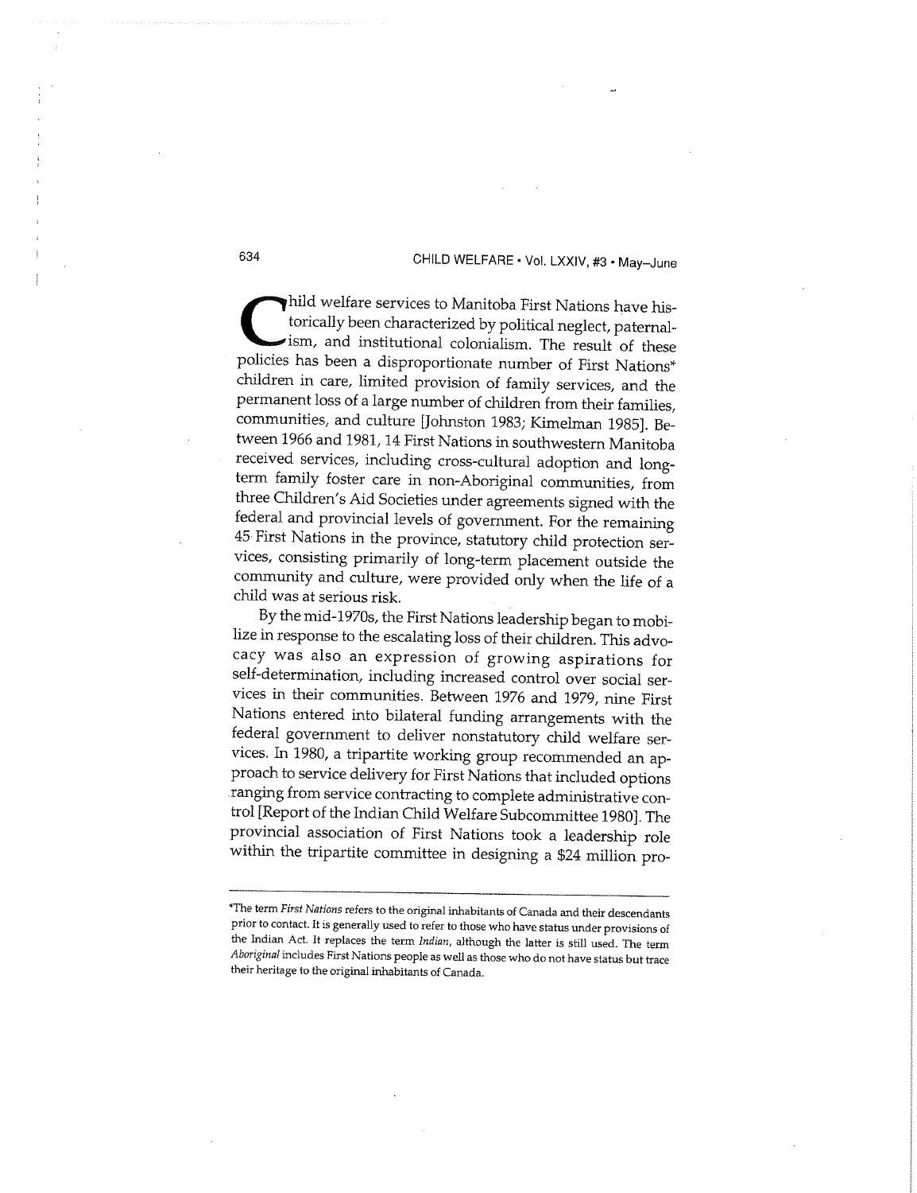Child welfare services to Manitoba First Nations have historically been characterized by political neglect, paternalism, and institutional colonialism. The result of these policies has been a disproportionate number of First Nations* children in care, limited provision of family services, and the permanent loss of a large number of children from their families, communities, and culture [Johnston 1983; Kimelman 1985]. Between 1966 and 1981, 14 First Nations in southwestern Manitoba received services, including cross-cultural adoption and long-term family foster care in non-Aboriginal communities, from three Children's Aid Societies under agreements signed with the federal and provincial levels of government. For the remaining 45 First Nations in the province, statutory child protection services, consisting primarily of long-term placement outside the community and culture, were provided only when the life of a child was at serious risk.

By the mid-1970s, the First Nations leadership began to mobilize in response to the escalating loss of their children. This advocacy was also an expression of growing aspirations for self-determination, including increased control over social services in their communities. Between 1976 and 1979, nine First Nations entered into bilateral funding arrangements with the federal government to deliver nonstatutory child welfare services. In 1980, a tripartite working group recommended an approach to service delivery for First Nations that included options ranging from service contracting to complete administrative control [Report of the Indian Child Welfare Subcommittee 1980]. The provincial association of First Nations took a leadership role within the tripartite committee in designing a $24 million pro-

---

*The term *First Nations* refers to the original inhabitants of Canada and their descendants prior to contact. It is generally used to refer to those who have status under provisions of the Indian Act. It replaces the term *Indian*, although the latter is still used. The term *Aboriginal* includes First Nations people as well as those who do not have status but trace their heritage to the original inhabitants of Canada.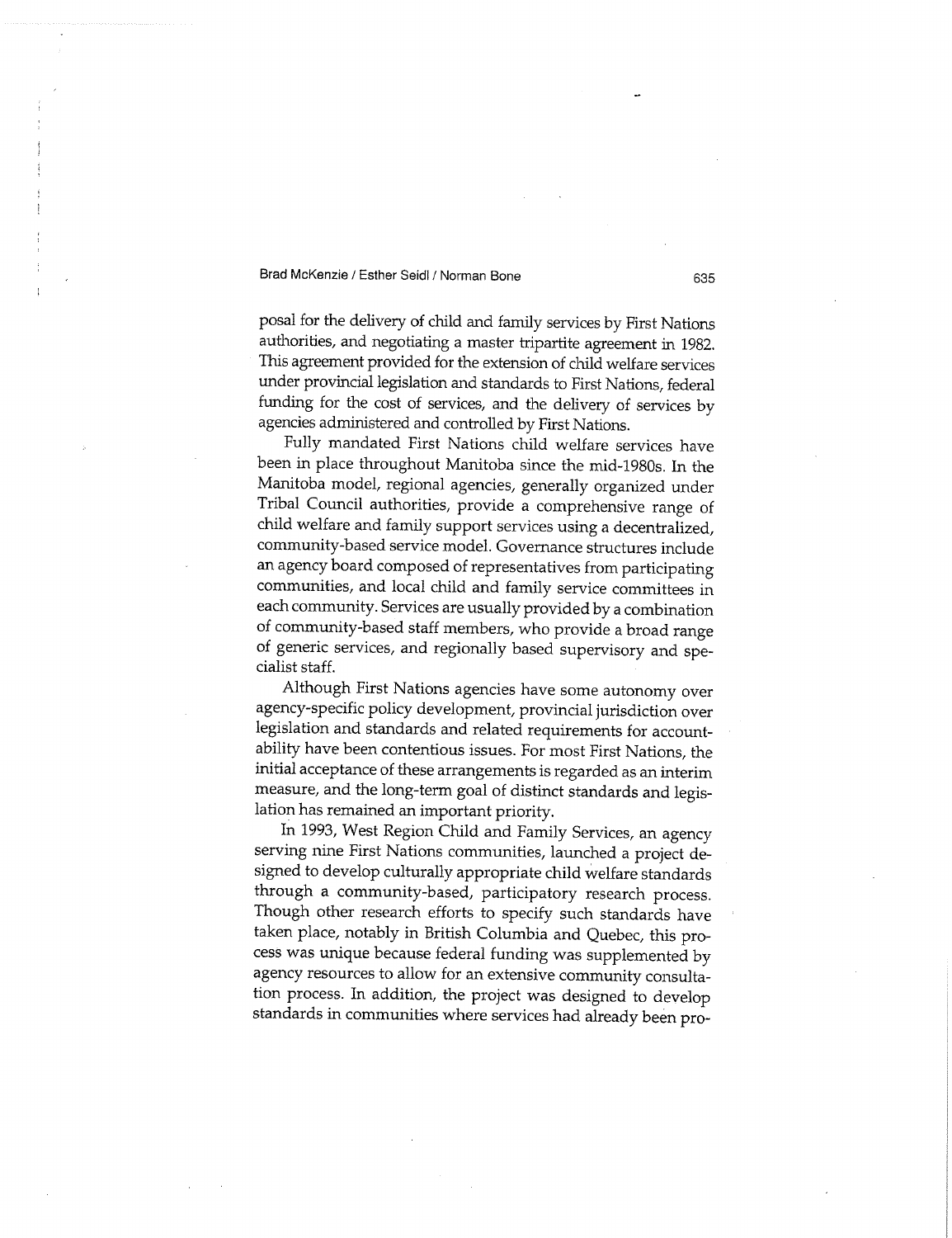posal for the delivery of child and family services by First Nations authorities, and negotiating a master tripartite agreement in 1982. This agreement provided for the extension of child welfare services under provincial legislation and standards to First Nations, federal funding for the cost of services, and the delivery of services by agencies administered and controlled by First Nations.

Fully mandated First Nations child welfare services have been in place throughout Manitoba since the mid-1980s. In the Manitoba model, regional agencies, generally organized under Tribal Council authorities, provide a comprehensive range of child welfare and family support services using a decentralized, community-based service model. Governance structures include an agency board composed of representatives from participating communities, and local child and family service committees in each community. Services are usually provided by a combination of community-based staff members, who provide a broad range of generic services, and regionally based supervisory and specialist staff.

Although First Nations agencies have some autonomy over agency-specific policy development, provincial jurisdiction over legislation and standards and related requirements for accountability have been contentious issues. For most First Nations, the initial acceptance of these arrangements is regarded as an interim measure, and the long-term goal of distinct standards and legislation has remained an important priority.

In 1993, West Region Child and Family Services, an agency serving nine First Nations communities, launched a project designed to develop culturally appropriate child welfare standards through a community-based, participatory research process. Though other research efforts to specify such standards have taken place, notably in British Columbia and Quebec, this process was unique because federal funding was supplemented by agency resources to allow for an extensive community consultation process. In addition, the project was designed to develop standards in communities where services had already been pro-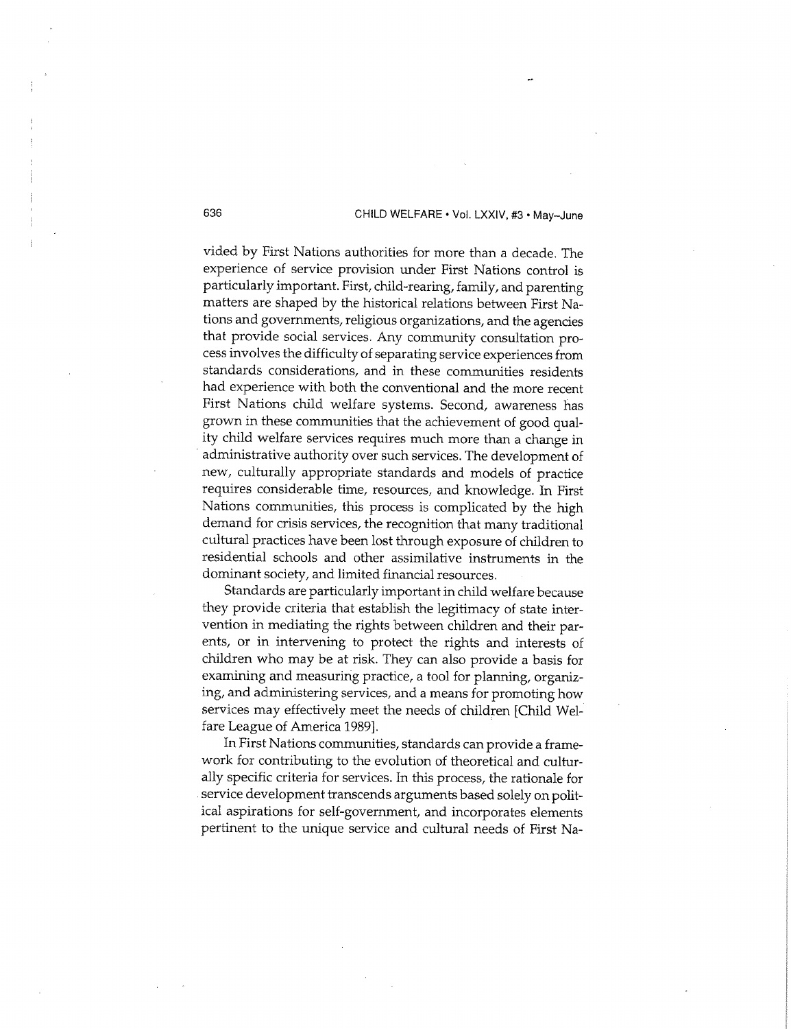vided by First Nations authorities for more than a decade. The experience of service provision under First Nations control is particularly important. First, child-rearing, family, and parenting matters are shaped by the historical relations between First Nations and governments, religious organizations, and the agencies that provide social services. Any community consultation process involves the difficulty of separating service experiences from standards considerations, and in these communities residents had experience with both the conventional and the more recent First Nations child welfare systems. Second, awareness has grown in these communities that the achievement of good quality child welfare services requires much more than a change in administrative authority over such services. The development of new, culturally appropriate standards and models of practice requires considerable time, resources, and knowledge. In First Nations communities, this process is complicated by the high demand for crisis services, the recognition that many traditional cultural practices have been lost through exposure of children to residential schools and other assimilative instruments in the dominant society, and limited financial resources.

Standards are particularly important in child welfare because they provide criteria that establish the legitimacy of state intervention in mediating the rights between children and their parents, or in intervening to protect the rights and interests of children who may be at risk. They can also provide a basis for examining and measuring practice, a tool for planning, organizing, and administering services, and a means for promoting how services may effectively meet the needs of children [Child Welfare League of America 1989].

In First Nations communities, standards can provide a framework for contributing to the evolution of theoretical and culturally specific criteria for services. In this process, the rationale for service development transcends arguments based solely on political aspirations for self-government, and incorporates elements pertinent to the unique service and cultural needs of First Na-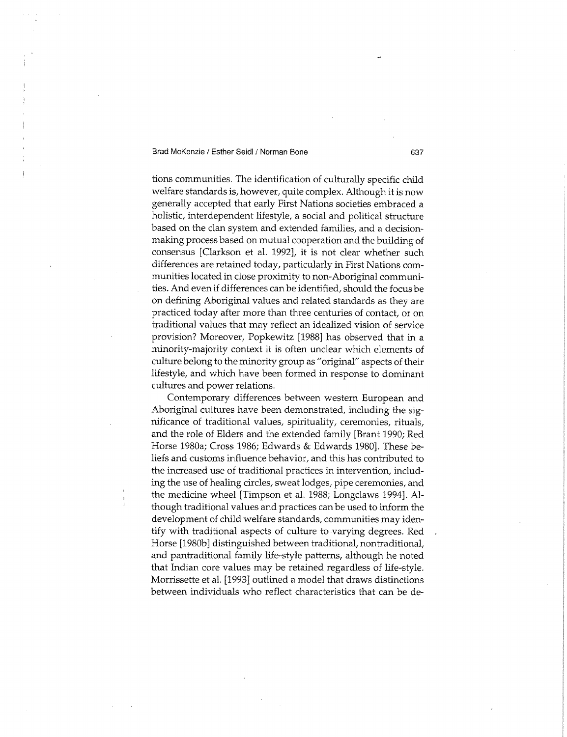tions communities. The identification of culturally specific child welfare standards is, however, quite complex. Although it is now generally accepted that early First Nations societies embraced a holistic, interdependent lifestyle, a social and political structure based on the clan system and extended families, and a decision-making process based on mutual cooperation and the building of consensus [Clarkson et al. 1992], it is not clear whether such differences are retained today, particularly in First Nations communities located in close proximity to non-Aboriginal communities. And even if differences can be identified, should the focus be on defining Aboriginal values and related standards as they are practiced today after more than three centuries of contact, or on traditional values that may reflect an idealized vision of service provision? Moreover, Popkewitz [1988] has observed that in a minority-majority context it is often unclear which elements of culture belong to the minority group as "original" aspects of their lifestyle, and which have been formed in response to dominant cultures and power relations.

Contemporary differences between western European and Aboriginal cultures have been demonstrated, including the significance of traditional values, spirituality, ceremonies, rituals, and the role of Elders and the extended family [Brant 1990; Red Horse 1980a; Cross 1986; Edwards & Edwards 1980]. These beliefs and customs influence behavior, and this has contributed to the increased use of traditional practices in intervention, including the use of healing circles, sweat lodges, pipe ceremonies, and the medicine wheel [Timpson et al. 1988; Longclaws 1994]. Although traditional values and practices can be used to inform the development of child welfare standards, communities may identify with traditional aspects of culture to varying degrees. Red Horse [1980b] distinguished between traditional, nontraditional, and pantraditional family life-style patterns, although he noted that Indian core values may be retained regardless of life-style. Morrissette et al. [1993] outlined a model that draws distinctions between individuals who reflect characteristics that can be de-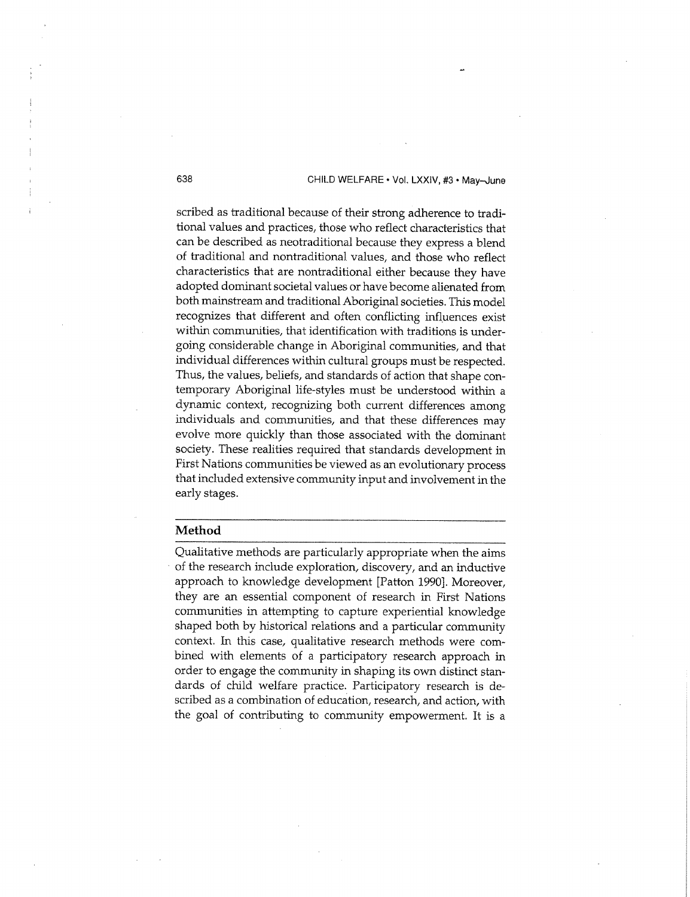scribed as traditional because of their strong adherence to traditional values and practices, those who reflect characteristics that can be described as neotraditional because they express a blend of traditional and nontraditional values, and those who reflect characteristics that are nontraditional either because they have adopted dominant societal values or have become alienated from both mainstream and traditional Aboriginal societies. This model recognizes that different and often conflicting influences exist within communities, that identification with traditions is undergoing considerable change in Aboriginal communities, and that individual differences within cultural groups must be respected. Thus, the values, beliefs, and standards of action that shape contemporary Aboriginal life-styles must be understood within a dynamic context, recognizing both current differences among individuals and communities, and that these differences may evolve more quickly than those associated with the dominant society. These realities required that standards development in First Nations communities be viewed as an evolutionary process that included extensive community input and involvement in the early stages.

## Method

Qualitative methods are particularly appropriate when the aims of the research include exploration, discovery, and an inductive approach to knowledge development [Patton 1990]. Moreover, they are an essential component of research in First Nations communities in attempting to capture experiential knowledge shaped both by historical relations and a particular community context. In this case, qualitative research methods were combined with elements of a participatory research approach in order to engage the community in shaping its own distinct standards of child welfare practice. Participatory research is described as a combination of education, research, and action, with the goal of contributing to community empowerment. It is a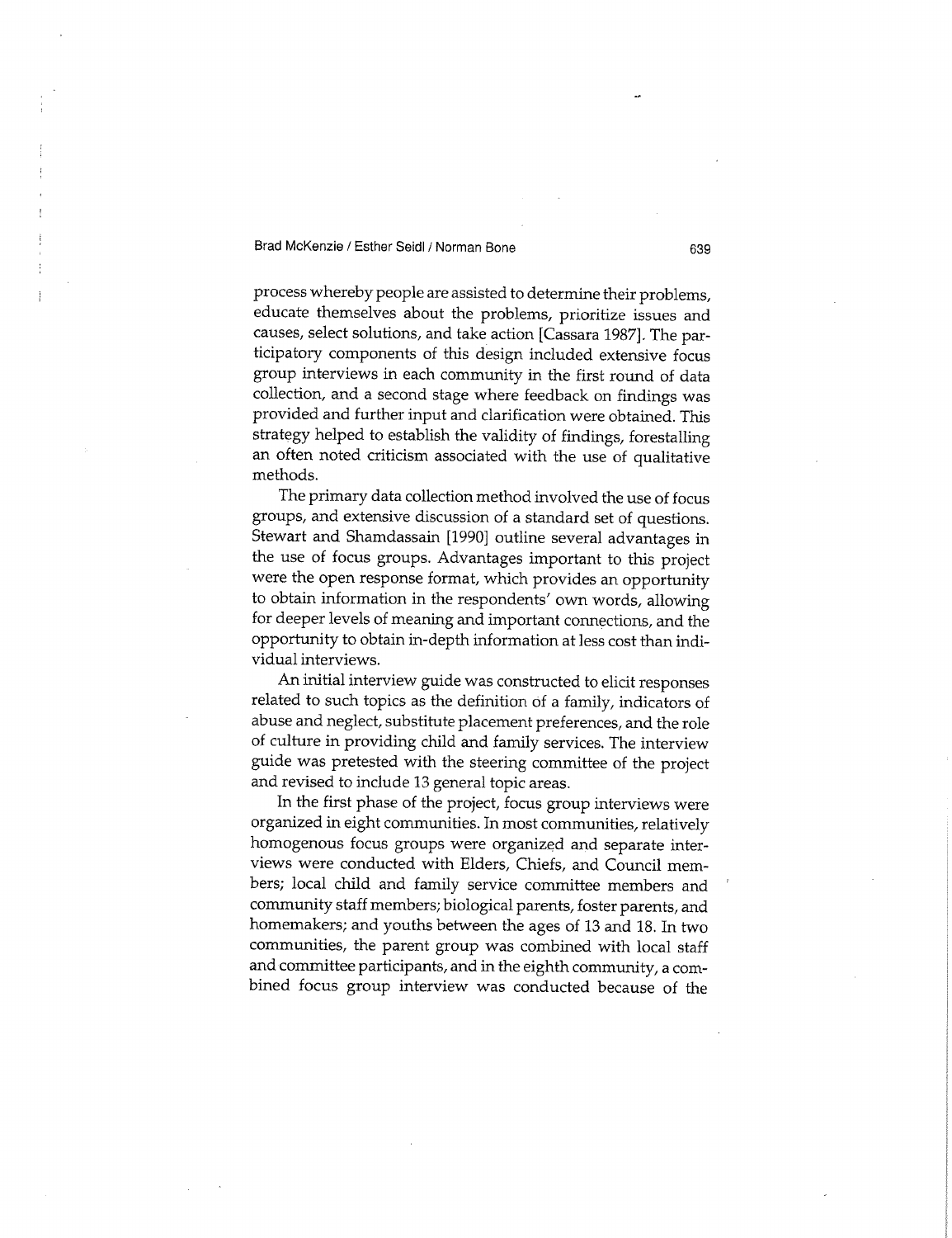process whereby people are assisted to determine their problems, educate themselves about the problems, prioritize issues and causes, select solutions, and take action [Cassara 1987]. The participatory components of this design included extensive focus group interviews in each community in the first round of data collection, and a second stage where feedback on findings was provided and further input and clarification were obtained. This strategy helped to establish the validity of findings, forestalling an often noted criticism associated with the use of qualitative methods.

The primary data collection method involved the use of focus groups, and extensive discussion of a standard set of questions. Stewart and Shamdassain [1990] outline several advantages in the use of focus groups. Advantages important to this project were the open response format, which provides an opportunity to obtain information in the respondents' own words, allowing for deeper levels of meaning and important connections, and the opportunity to obtain in-depth information at less cost than individual interviews.

An initial interview guide was constructed to elicit responses related to such topics as the definition of a family, indicators of abuse and neglect, substitute placement preferences, and the role of culture in providing child and family services. The interview guide was pretested with the steering committee of the project and revised to include 13 general topic areas.

In the first phase of the project, focus group interviews were organized in eight communities. In most communities, relatively homogenous focus groups were organized and separate interviews were conducted with Elders, Chiefs, and Council members; local child and family service committee members and community staff members; biological parents, foster parents, and homemakers; and youths between the ages of 13 and 18. In two communities, the parent group was combined with local staff and committee participants, and in the eighth community, a combined focus group interview was conducted because of the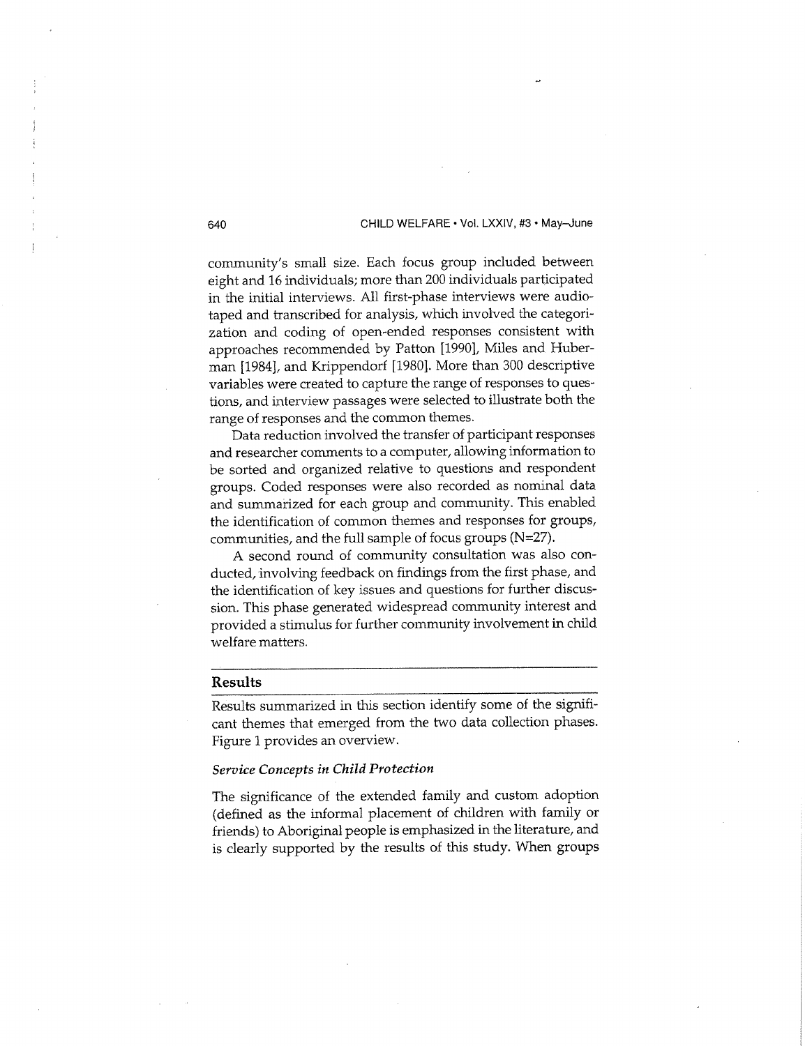community's small size. Each focus group included between eight and 16 individuals; more than 200 individuals participated in the initial interviews. All first-phase interviews were audio-taped and transcribed for analysis, which involved the categorization and coding of open-ended responses consistent with approaches recommended by Patton [1990], Miles and Huberman [1984], and Krippendorf [1980]. More than 300 descriptive variables were created to capture the range of responses to questions, and interview passages were selected to illustrate both the range of responses and the common themes.

Data reduction involved the transfer of participant responses and researcher comments to a computer, allowing information to be sorted and organized relative to questions and respondent groups. Coded responses were also recorded as nominal data and summarized for each group and community. This enabled the identification of common themes and responses for groups, communities, and the full sample of focus groups (N=27).

A second round of community consultation was also conducted, involving feedback on findings from the first phase, and the identification of key issues and questions for further discussion. This phase generated widespread community interest and provided a stimulus for further community involvement in child welfare matters.

## Results

Results summarized in this section identify some of the significant themes that emerged from the two data collection phases. Figure 1 provides an overview.

### *Service Concepts in Child Protection*

The significance of the extended family and custom adoption (defined as the informal placement of children with family or friends) to Aboriginal people is emphasized in the literature, and is clearly supported by the results of this study. When groups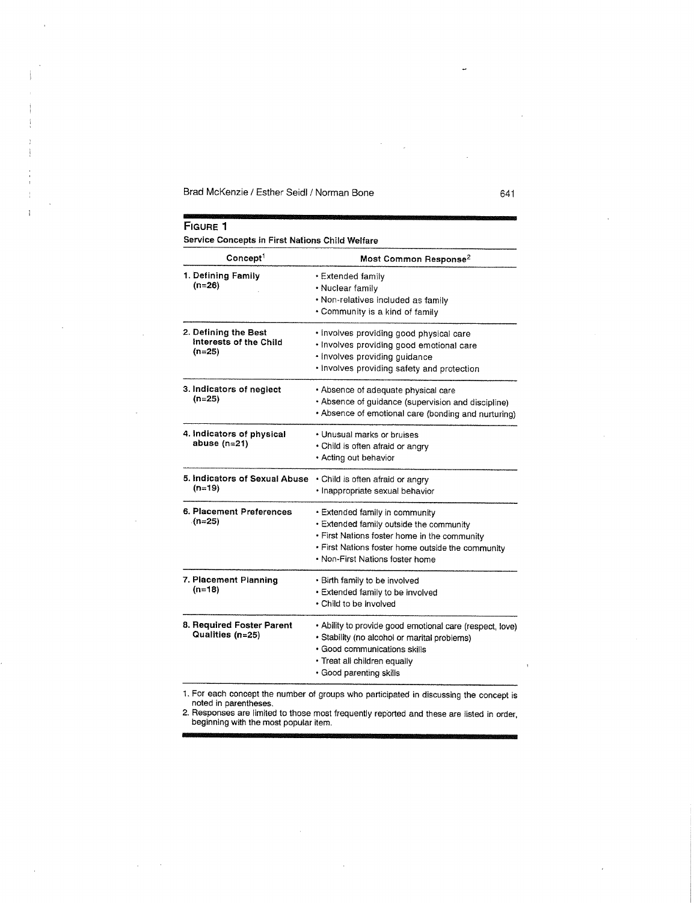**FIGURE 1**

**Service Concepts in First Nations Child Welfare**

| Concept[1] | Most Common Response[2] |
|---|---|
| **1. Defining Family (n=26)** | • Extended family<br>• Nuclear family<br>• Non-relatives included as family<br>• Community is a kind of family |
| **2. Defining the Best Interests of the Child (n=25)** | • Involves providing good physical care<br>• Involves providing good emotional care<br>• Involves providing guidance<br>• Involves providing safety and protection |
| **3. Indicators of neglect (n=25)** | • Absence of adequate physical care<br>• Absence of guidance (supervision and discipline)<br>• Absence of emotional care (bonding and nurturing) |
| **4. Indicators of physical abuse (n=21)** | • Unusual marks or bruises<br>• Child is often afraid or angry<br>• Acting out behavior |
| **5. Indicators of Sexual Abuse (n=19)** | • Child is often afraid or angry<br>• Inappropriate sexual behavior |
| **6. Placement Preferences (n=25)** | • Extended family in community<br>• Extended family outside the community<br>• First Nations foster home in the community<br>• First Nations foster home outside the community<br>• Non-First Nations foster home |
| **7. Placement Planning (n=18)** | • Birth family to be involved<br>• Extended family to be involved<br>• Child to be involved |
| **8. Required Foster Parent Qualities (n=25)** | • Ability to provide good emotional care (respect, love)<br>• Stability (no alcohol or marital problems)<br>• Good communications skills<br>• Treat all children equally<br>• Good parenting skills |

1. For each concept the number of groups who participated in discussing the concept is noted in parentheses.
2. Responses are limited to those most frequently reported and these are listed in order, beginning with the most popular item.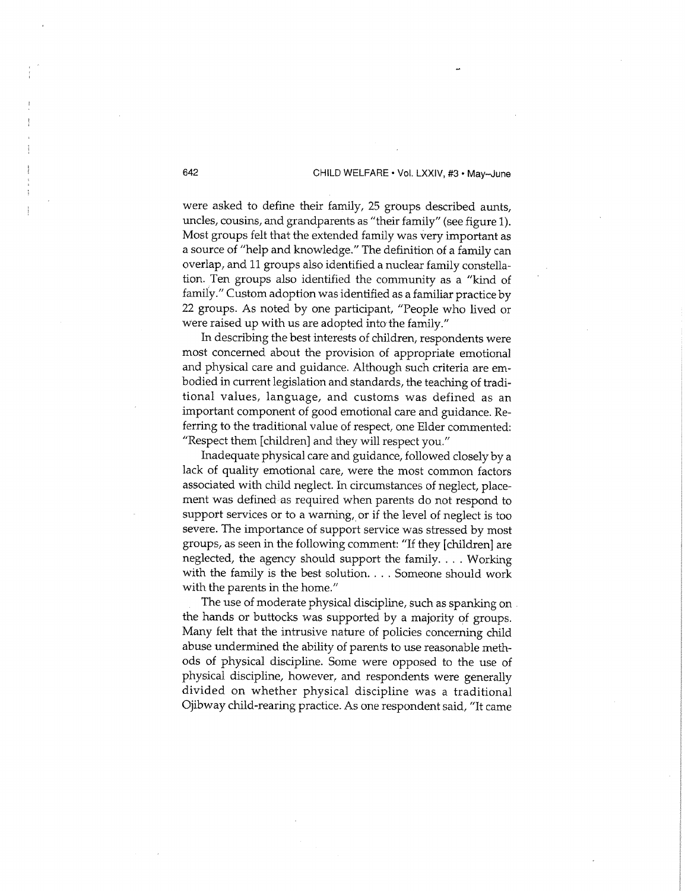were asked to define their family, 25 groups described aunts, uncles, cousins, and grandparents as "their family" (see figure 1). Most groups felt that the extended family was very important as a source of "help and knowledge." The definition of a family can overlap, and 11 groups also identified a nuclear family constellation. Ten groups also identified the community as a "kind of family." Custom adoption was identified as a familiar practice by 22 groups. As noted by one participant, "People who lived or were raised up with us are adopted into the family."

In describing the best interests of children, respondents were most concerned about the provision of appropriate emotional and physical care and guidance. Although such criteria are embodied in current legislation and standards, the teaching of traditional values, language, and customs was defined as an important component of good emotional care and guidance. Referring to the traditional value of respect, one Elder commented: "Respect them [children] and they will respect you."

Inadequate physical care and guidance, followed closely by a lack of quality emotional care, were the most common factors associated with child neglect. In circumstances of neglect, placement was defined as required when parents do not respond to support services or to a warning, or if the level of neglect is too severe. The importance of support service was stressed by most groups, as seen in the following comment: "If they [children] are neglected, the agency should support the family. . . . Working with the family is the best solution. . . . Someone should work with the parents in the home."

The use of moderate physical discipline, such as spanking on the hands or buttocks was supported by a majority of groups. Many felt that the intrusive nature of policies concerning child abuse undermined the ability of parents to use reasonable methods of physical discipline. Some were opposed to the use of physical discipline, however, and respondents were generally divided on whether physical discipline was a traditional Ojibway child-rearing practice. As one respondent said, "It came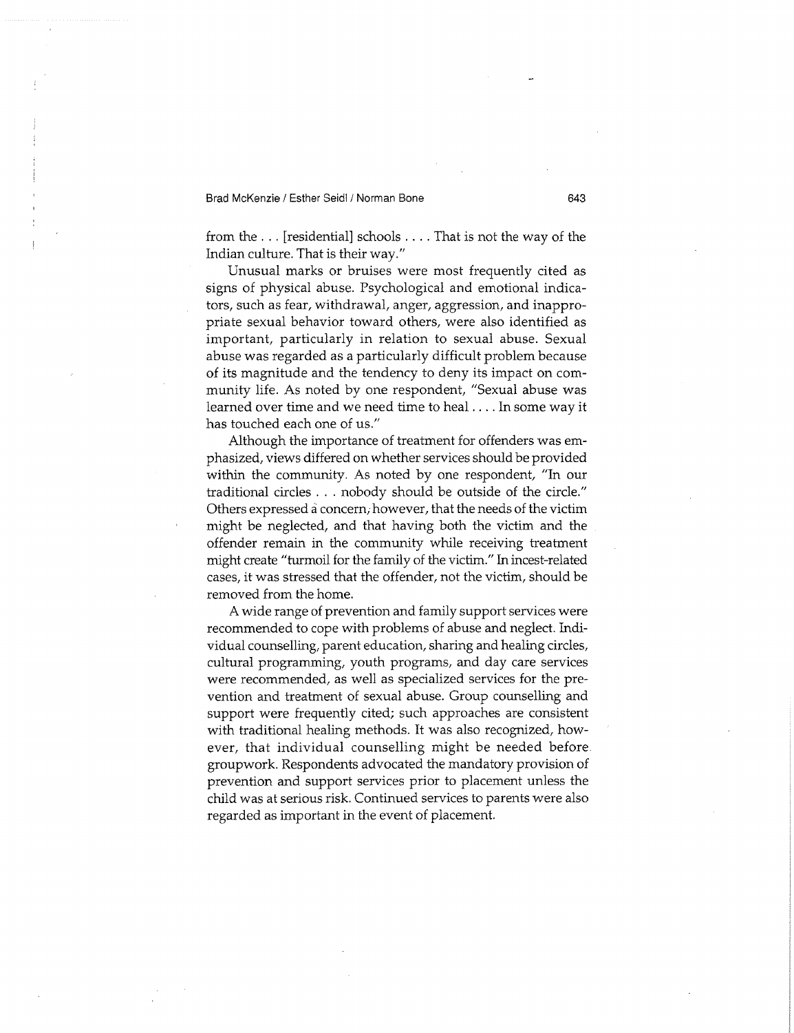from the . . . [residential] schools . . . . That is not the way of the Indian culture. That is their way."

Unusual marks or bruises were most frequently cited as signs of physical abuse. Psychological and emotional indicators, such as fear, withdrawal, anger, aggression, and inappropriate sexual behavior toward others, were also identified as important, particularly in relation to sexual abuse. Sexual abuse was regarded as a particularly difficult problem because of its magnitude and the tendency to deny its impact on community life. As noted by one respondent, "Sexual abuse was learned over time and we need time to heal . . . . In some way it has touched each one of us."

Although the importance of treatment for offenders was emphasized, views differed on whether services should be provided within the community. As noted by one respondent, "In our traditional circles . . . nobody should be outside of the circle." Others expressed a concern, however, that the needs of the victim might be neglected, and that having both the victim and the offender remain in the community while receiving treatment might create "turmoil for the family of the victim." In incest-related cases, it was stressed that the offender, not the victim, should be removed from the home.

A wide range of prevention and family support services were recommended to cope with problems of abuse and neglect. Individual counselling, parent education, sharing and healing circles, cultural programming, youth programs, and day care services were recommended, as well as specialized services for the prevention and treatment of sexual abuse. Group counselling and support were frequently cited; such approaches are consistent with traditional healing methods. It was also recognized, however, that individual counselling might be needed before groupwork. Respondents advocated the mandatory provision of prevention and support services prior to placement unless the child was at serious risk. Continued services to parents were also regarded as important in the event of placement.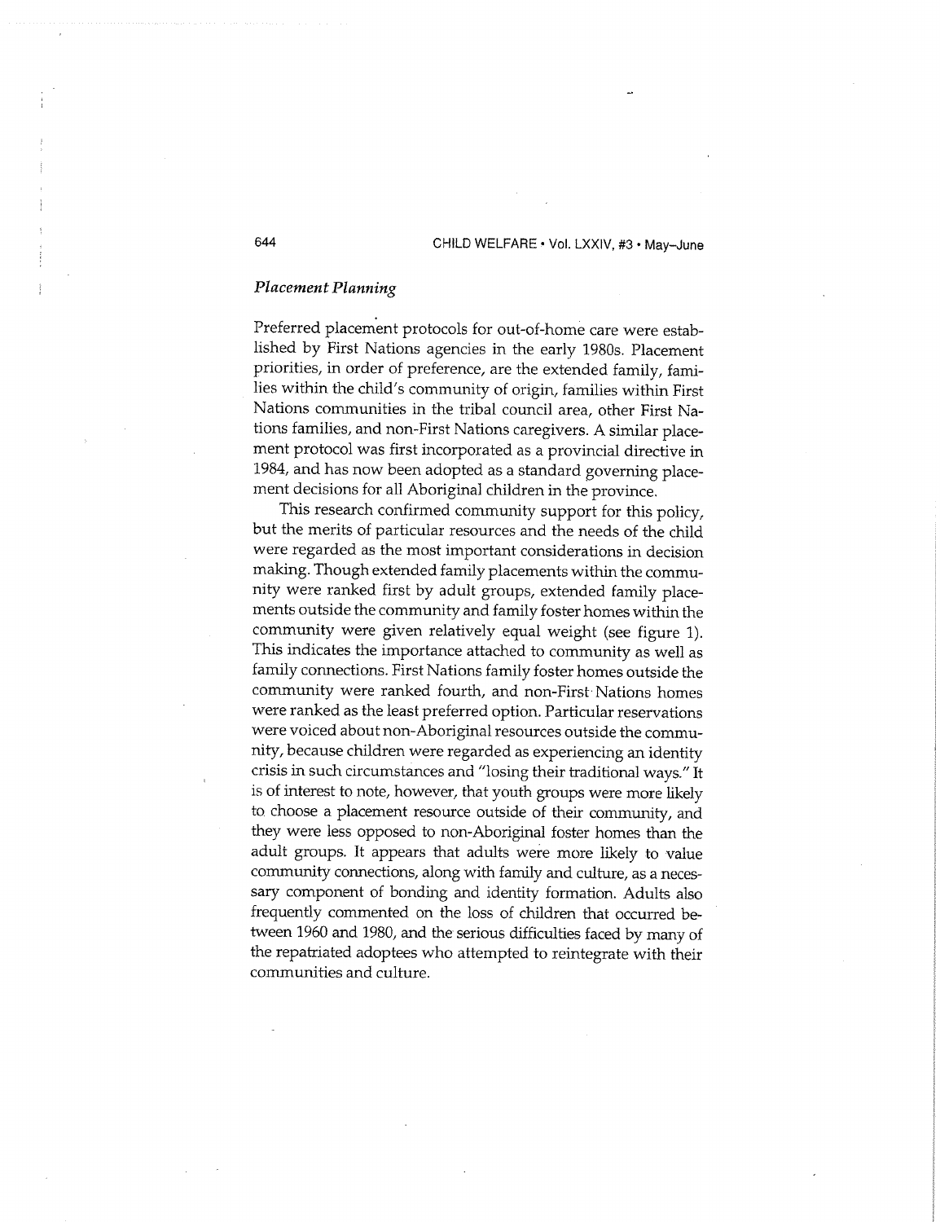### *Placement Planning*

Preferred placement protocols for out-of-home care were established by First Nations agencies in the early 1980s. Placement priorities, in order of preference, are the extended family, families within the child's community of origin, families within First Nations communities in the tribal council area, other First Nations families, and non-First Nations caregivers. A similar placement protocol was first incorporated as a provincial directive in 1984, and has now been adopted as a standard governing placement decisions for all Aboriginal children in the province.

This research confirmed community support for this policy, but the merits of particular resources and the needs of the child were regarded as the most important considerations in decision making. Though extended family placements within the community were ranked first by adult groups, extended family placements outside the community and family foster homes within the community were given relatively equal weight (see figure 1). This indicates the importance attached to community as well as family connections. First Nations family foster homes outside the community were ranked fourth, and non-First Nations homes were ranked as the least preferred option. Particular reservations were voiced about non-Aboriginal resources outside the community, because children were regarded as experiencing an identity crisis in such circumstances and "losing their traditional ways." It is of interest to note, however, that youth groups were more likely to choose a placement resource outside of their community, and they were less opposed to non-Aboriginal foster homes than the adult groups. It appears that adults were more likely to value community connections, along with family and culture, as a necessary component of bonding and identity formation. Adults also frequently commented on the loss of children that occurred between 1960 and 1980, and the serious difficulties faced by many of the repatriated adoptees who attempted to reintegrate with their communities and culture.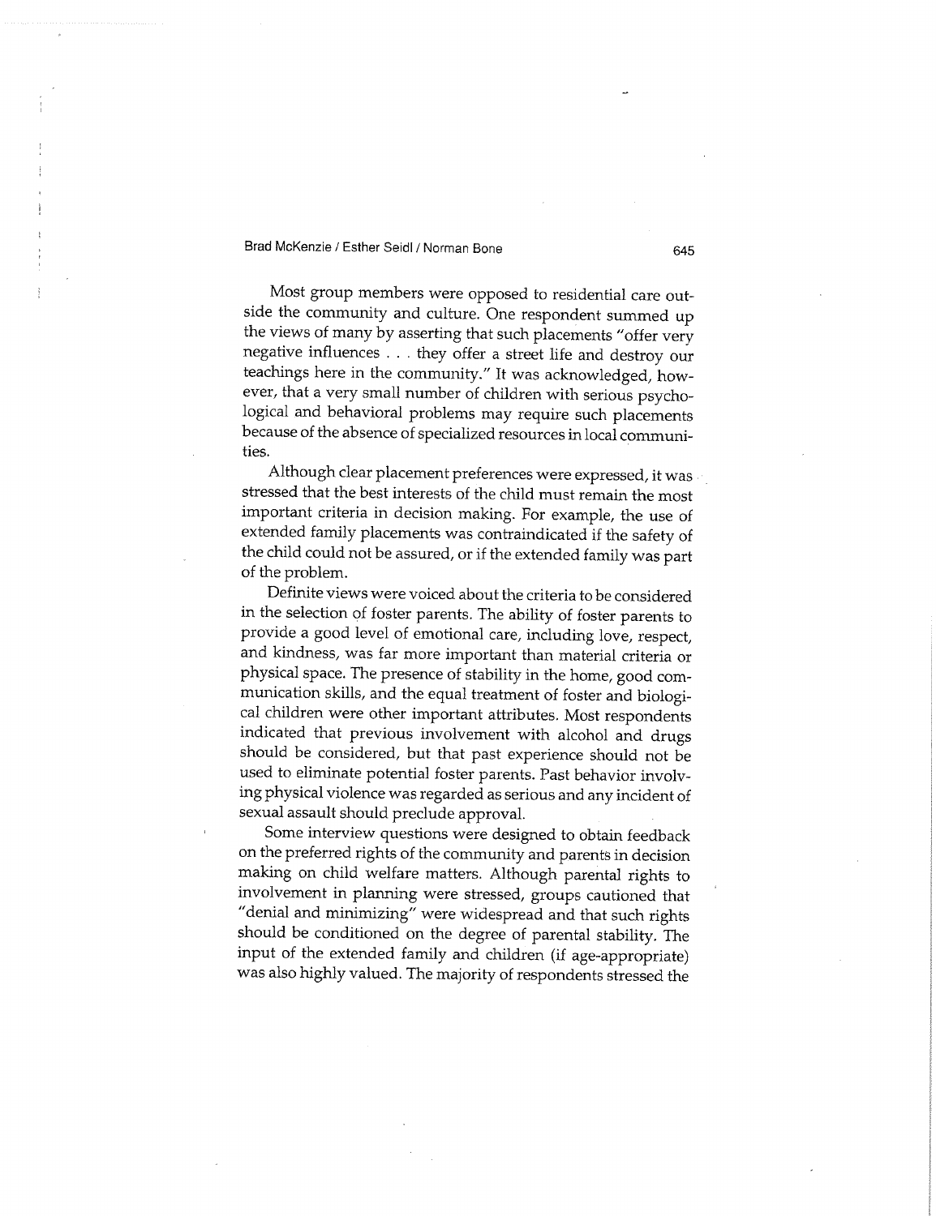Most group members were opposed to residential care outside the community and culture. One respondent summed up the views of many by asserting that such placements "offer very negative influences . . . they offer a street life and destroy our teachings here in the community." It was acknowledged, however, that a very small number of children with serious psychological and behavioral problems may require such placements because of the absence of specialized resources in local communities.

Although clear placement preferences were expressed, it was stressed that the best interests of the child must remain the most important criteria in decision making. For example, the use of extended family placements was contraindicated if the safety of the child could not be assured, or if the extended family was part of the problem.

Definite views were voiced about the criteria to be considered in the selection of foster parents. The ability of foster parents to provide a good level of emotional care, including love, respect, and kindness, was far more important than material criteria or physical space. The presence of stability in the home, good communication skills, and the equal treatment of foster and biological children were other important attributes. Most respondents indicated that previous involvement with alcohol and drugs should be considered, but that past experience should not be used to eliminate potential foster parents. Past behavior involving physical violence was regarded as serious and any incident of sexual assault should preclude approval.

Some interview questions were designed to obtain feedback on the preferred rights of the community and parents in decision making on child welfare matters. Although parental rights to involvement in planning were stressed, groups cautioned that "denial and minimizing" were widespread and that such rights should be conditioned on the degree of parental stability. The input of the extended family and children (if age-appropriate) was also highly valued. The majority of respondents stressed the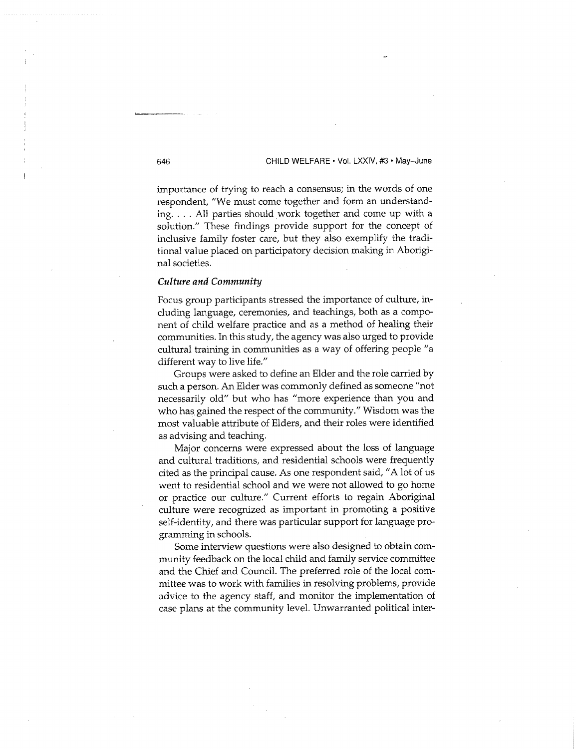importance of trying to reach a consensus; in the words of one respondent, "We must come together and form an understanding. . . . All parties should work together and come up with a solution." These findings provide support for the concept of inclusive family foster care, but they also exemplify the traditional value placed on participatory decision making in Aboriginal societies.

### *Culture and Community*

Focus group participants stressed the importance of culture, including language, ceremonies, and teachings, both as a component of child welfare practice and as a method of healing their communities. In this study, the agency was also urged to provide cultural training in communities as a way of offering people "a different way to live life."

Groups were asked to define an Elder and the role carried by such a person. An Elder was commonly defined as someone "not necessarily old" but who has "more experience than you and who has gained the respect of the community." Wisdom was the most valuable attribute of Elders, and their roles were identified as advising and teaching.

Major concerns were expressed about the loss of language and cultural traditions, and residential schools were frequently cited as the principal cause. As one respondent said, "A lot of us went to residential school and we were not allowed to go home or practice our culture." Current efforts to regain Aboriginal culture were recognized as important in promoting a positive self-identity, and there was particular support for language programming in schools.

Some interview questions were also designed to obtain community feedback on the local child and family service committee and the Chief and Council. The preferred role of the local committee was to work with families in resolving problems, provide advice to the agency staff, and monitor the implementation of case plans at the community level. Unwarranted political inter-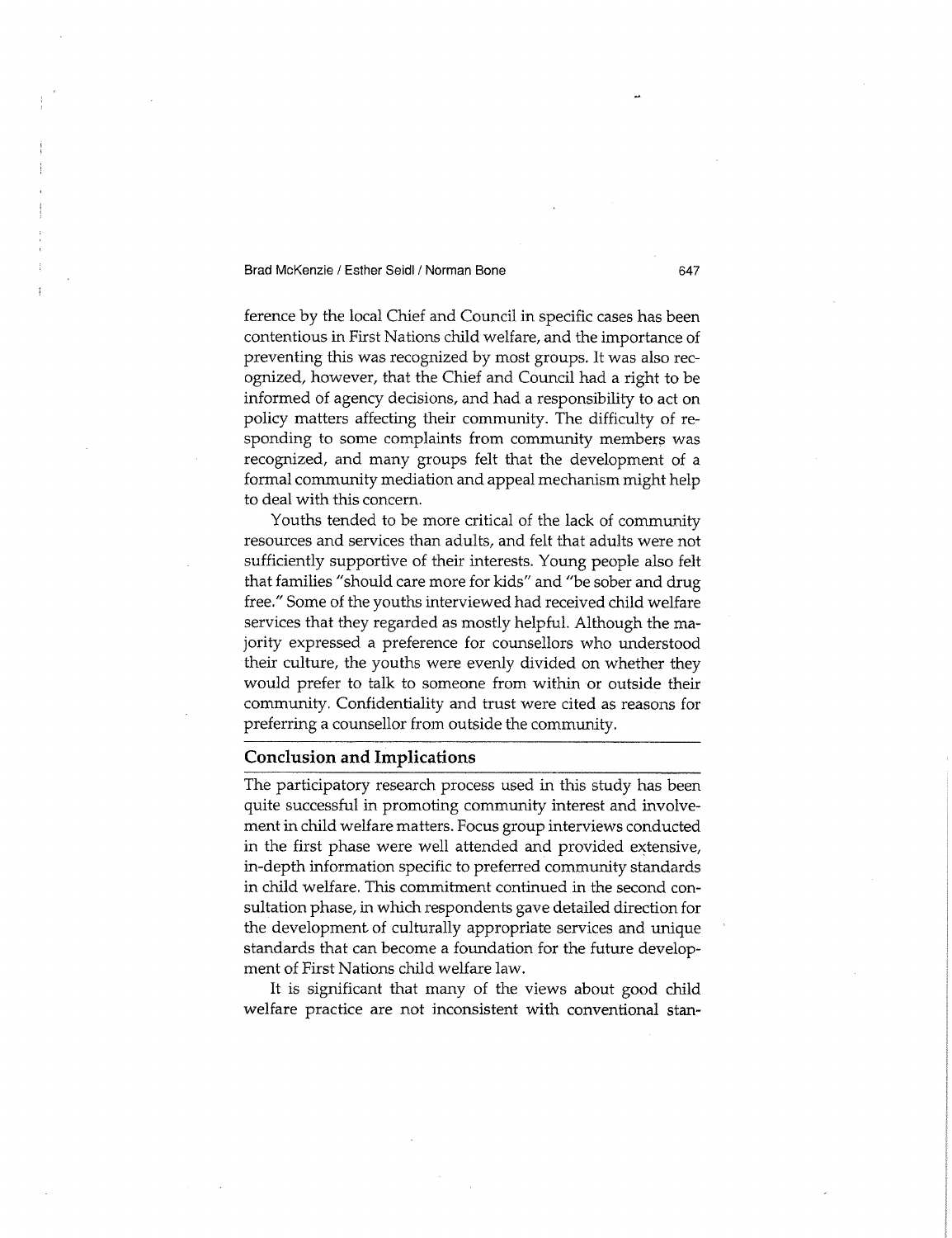ference by the local Chief and Council in specific cases has been contentious in First Nations child welfare, and the importance of preventing this was recognized by most groups. It was also recognized, however, that the Chief and Council had a right to be informed of agency decisions, and had a responsibility to act on policy matters affecting their community. The difficulty of responding to some complaints from community members was recognized, and many groups felt that the development of a formal community mediation and appeal mechanism might help to deal with this concern.

Youths tended to be more critical of the lack of community resources and services than adults, and felt that adults were not sufficiently supportive of their interests. Young people also felt that families "should care more for kids" and "be sober and drug free." Some of the youths interviewed had received child welfare services that they regarded as mostly helpful. Although the majority expressed a preference for counsellors who understood their culture, the youths were evenly divided on whether they would prefer to talk to someone from within or outside their community. Confidentiality and trust were cited as reasons for preferring a counsellor from outside the community.

## Conclusion and Implications

The participatory research process used in this study has been quite successful in promoting community interest and involvement in child welfare matters. Focus group interviews conducted in the first phase were well attended and provided extensive, in-depth information specific to preferred community standards in child welfare. This commitment continued in the second consultation phase, in which respondents gave detailed direction for the development of culturally appropriate services and unique standards that can become a foundation for the future development of First Nations child welfare law.

It is significant that many of the views about good child welfare practice are not inconsistent with conventional stan-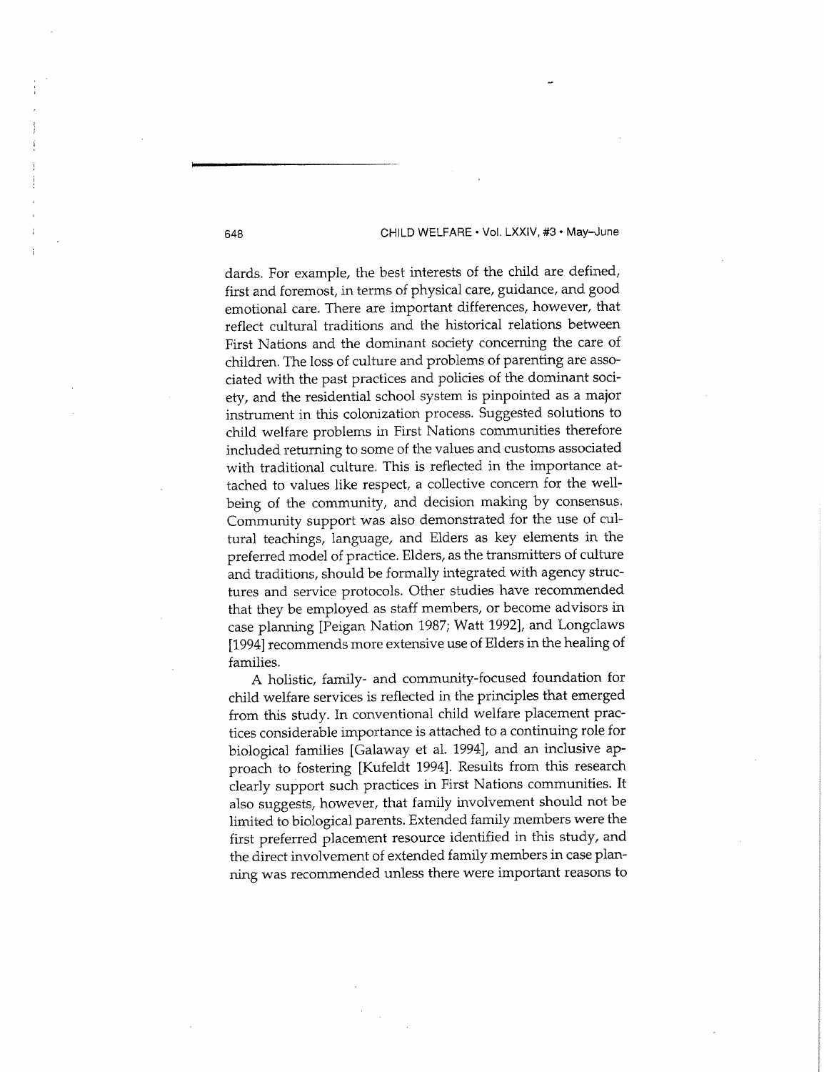dards. For example, the best interests of the child are defined, first and foremost, in terms of physical care, guidance, and good emotional care. There are important differences, however, that reflect cultural traditions and the historical relations between First Nations and the dominant society concerning the care of children. The loss of culture and problems of parenting are associated with the past practices and policies of the dominant society, and the residential school system is pinpointed as a major instrument in this colonization process. Suggested solutions to child welfare problems in First Nations communities therefore included returning to some of the values and customs associated with traditional culture. This is reflected in the importance attached to values like respect, a collective concern for the well-being of the community, and decision making by consensus. Community support was also demonstrated for the use of cultural teachings, language, and Elders as key elements in the preferred model of practice. Elders, as the transmitters of culture and traditions, should be formally integrated with agency structures and service protocols. Other studies have recommended that they be employed as staff members, or become advisors in case planning [Peigan Nation 1987; Watt 1992], and Longclaws [1994] recommends more extensive use of Elders in the healing of families.

A holistic, family- and community-focused foundation for child welfare services is reflected in the principles that emerged from this study. In conventional child welfare placement practices considerable importance is attached to a continuing role for biological families [Galaway et al. 1994], and an inclusive approach to fostering [Kufeldt 1994]. Results from this research clearly support such practices in First Nations communities. It also suggests, however, that family involvement should not be limited to biological parents. Extended family members were the first preferred placement resource identified in this study, and the direct involvement of extended family members in case planning was recommended unless there were important reasons to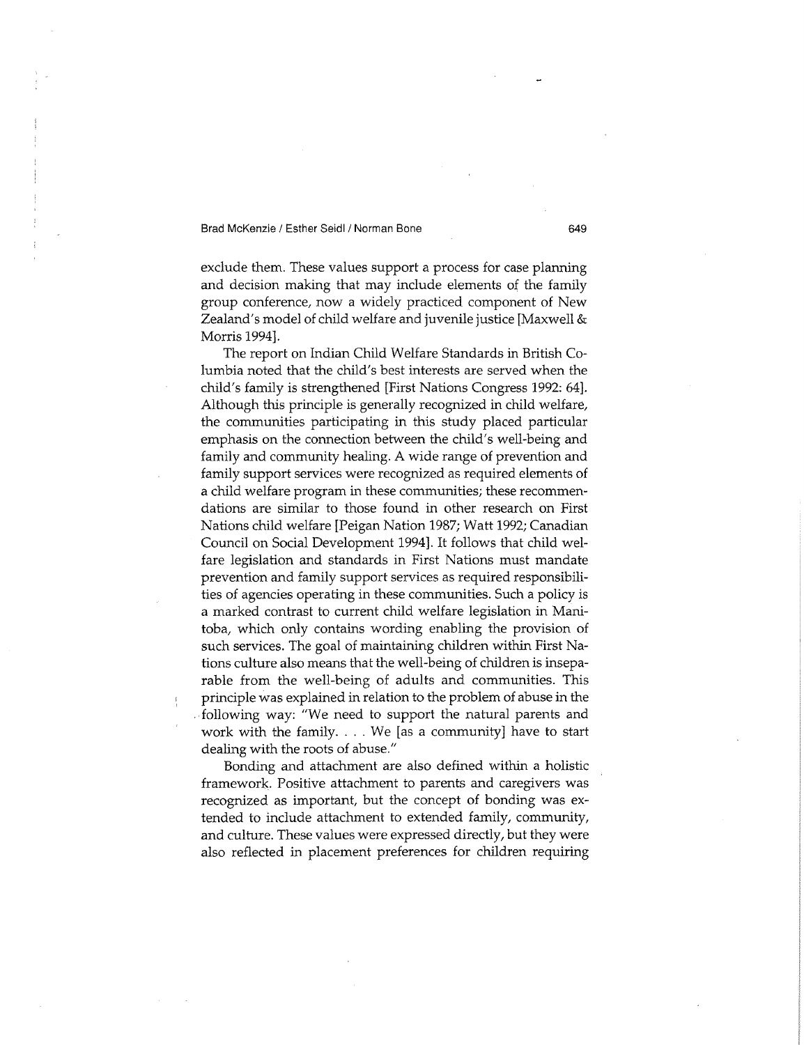exclude them. These values support a process for case planning and decision making that may include elements of the family group conference, now a widely practiced component of New Zealand's model of child welfare and juvenile justice [Maxwell & Morris 1994].

The report on Indian Child Welfare Standards in British Columbia noted that the child's best interests are served when the child's family is strengthened [First Nations Congress 1992: 64]. Although this principle is generally recognized in child welfare, the communities participating in this study placed particular emphasis on the connection between the child's well-being and family and community healing. A wide range of prevention and family support services were recognized as required elements of a child welfare program in these communities; these recommendations are similar to those found in other research on First Nations child welfare [Peigan Nation 1987; Watt 1992; Canadian Council on Social Development 1994]. It follows that child welfare legislation and standards in First Nations must mandate prevention and family support services as required responsibilities of agencies operating in these communities. Such a policy is a marked contrast to current child welfare legislation in Manitoba, which only contains wording enabling the provision of such services. The goal of maintaining children within First Nations culture also means that the well-being of children is inseparable from the well-being of adults and communities. This principle was explained in relation to the problem of abuse in the following way: "We need to support the natural parents and work with the family. . . . We [as a community] have to start dealing with the roots of abuse."

Bonding and attachment are also defined within a holistic framework. Positive attachment to parents and caregivers was recognized as important, but the concept of bonding was extended to include attachment to extended family, community, and culture. These values were expressed directly, but they were also reflected in placement preferences for children requiring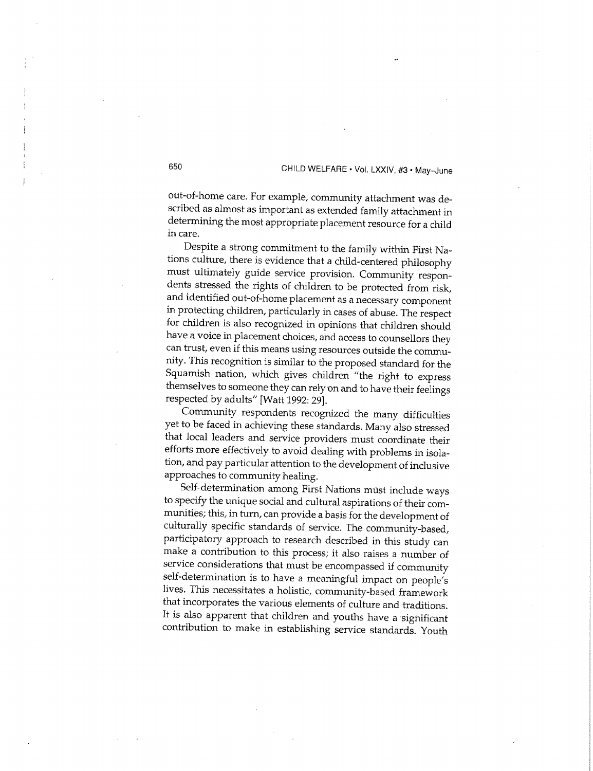out-of-home care. For example, community attachment was described as almost as important as extended family attachment in determining the most appropriate placement resource for a child in care.

Despite a strong commitment to the family within First Nations culture, there is evidence that a child-centered philosophy must ultimately guide service provision. Community respondents stressed the rights of children to be protected from risk, and identified out-of-home placement as a necessary component in protecting children, particularly in cases of abuse. The respect for children is also recognized in opinions that children should have a voice in placement choices, and access to counsellors they can trust, even if this means using resources outside the community. This recognition is similar to the proposed standard for the Squamish nation, which gives children "the right to express themselves to someone they can rely on and to have their feelings respected by adults" [Watt 1992: 29].

Community respondents recognized the many difficulties yet to be faced in achieving these standards. Many also stressed that local leaders and service providers must coordinate their efforts more effectively to avoid dealing with problems in isolation, and pay particular attention to the development of inclusive approaches to community healing.

Self-determination among First Nations must include ways to specify the unique social and cultural aspirations of their communities; this, in turn, can provide a basis for the development of culturally specific standards of service. The community-based, participatory approach to research described in this study can make a contribution to this process; it also raises a number of service considerations that must be encompassed if community self-determination is to have a meaningful impact on people's lives. This necessitates a holistic, community-based framework that incorporates the various elements of culture and traditions. It is also apparent that children and youths have a significant contribution to make in establishing service standards. Youth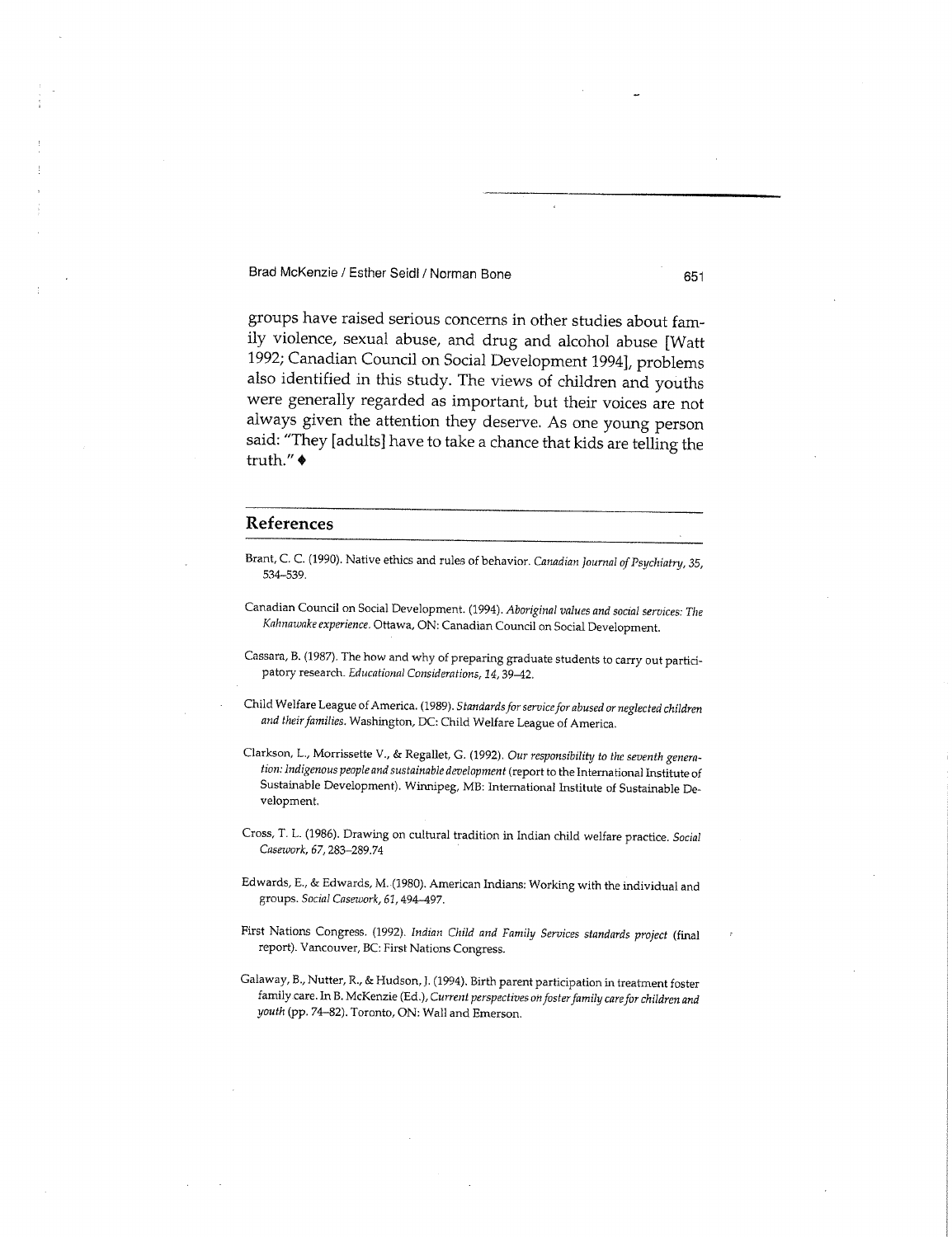groups have raised serious concerns in other studies about family violence, sexual abuse, and drug and alcohol abuse [Watt 1992; Canadian Council on Social Development 1994], problems also identified in this study. The views of children and youths were generally regarded as important, but their voices are not always given the attention they deserve. As one young person said: "They [adults] have to take a chance that kids are telling the truth." ♦

## References

Brant, C. C. (1990). Native ethics and rules of behavior. *Canadian Journal of Psychiatry, 35*, 534–539.

Canadian Council on Social Development. (1994). *Aboriginal values and social services: The Kahnawake experience.* Ottawa, ON: Canadian Council on Social Development.

Cassara, B. (1987). The how and why of preparing graduate students to carry out participatory research. *Educational Considerations, 14*, 39–42.

Child Welfare League of America. (1989). *Standards for service for abused or neglected children and their families.* Washington, DC: Child Welfare League of America.

Clarkson, L., Morrissette V., & Regallet, G. (1992). *Our responsibility to the seventh generation: Indigenous people and sustainable development* (report to the International Institute of Sustainable Development). Winnipeg, MB: International Institute of Sustainable Development.

Cross, T. L. (1986). Drawing on cultural tradition in Indian child welfare practice. *Social Casework, 67*, 283–289.74

Edwards, E., & Edwards, M. (1980). American Indians: Working with the individual and groups. *Social Casework, 61*, 494–497.

First Nations Congress. (1992). *Indian Child and Family Services standards project* (final report). Vancouver, BC: First Nations Congress.

Galaway, B., Nutter, R., & Hudson, J. (1994). Birth parent participation in treatment foster family care. In B. McKenzie (Ed.), *Current perspectives on foster family care for children and youth* (pp. 74–82). Toronto, ON: Wall and Emerson.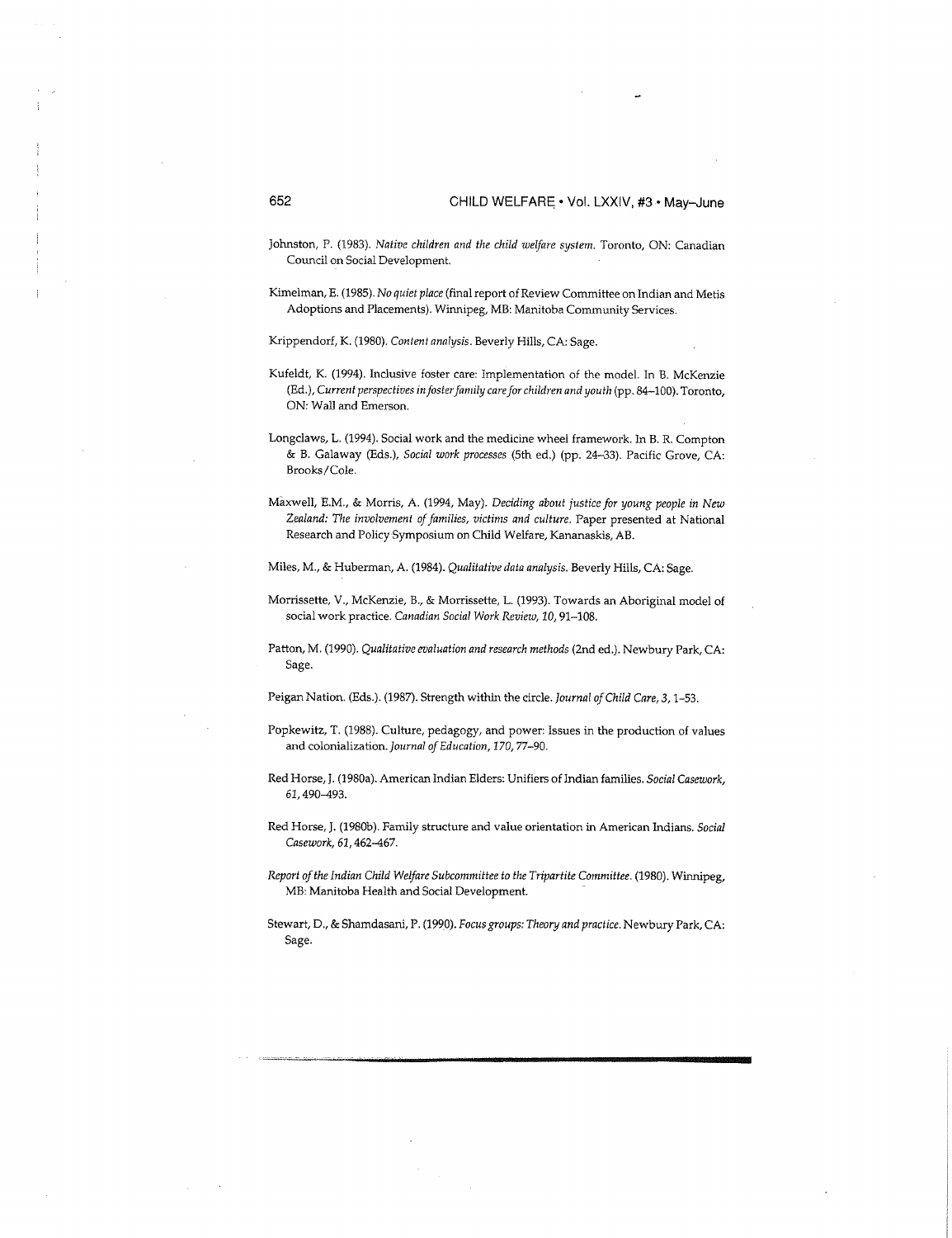Johnston, P. (1983). *Native children and the child welfare system.* Toronto, ON: Canadian Council on Social Development.

Kimelman, E. (1985). *No quiet place* (final report of Review Committee on Indian and Metis Adoptions and Placements). Winnipeg, MB: Manitoba Community Services.

Krippendorf, K. (1980). *Content analysis.* Beverly Hills, CA: Sage.

Kufeldt, K. (1994). Inclusive foster care: Implementation of the model. In B. McKenzie (Ed.), *Current perspectives in foster family care for children and youth* (pp. 84–100). Toronto, ON: Wall and Emerson.

Longclaws, L. (1994). Social work and the medicine wheel framework. In B. R. Compton & B. Galaway (Eds.), *Social work processes* (5th ed.) (pp. 24–33). Pacific Grove, CA: Brooks/Cole.

Maxwell, E.M., & Morris, A. (1994, May). *Deciding about justice for young people in New Zealand: The involvement of families, victims and culture.* Paper presented at National Research and Policy Symposium on Child Welfare, Kananaskis, AB.

Miles, M., & Huberman, A. (1984). *Qualitative data analysis.* Beverly Hills, CA: Sage.

Morrissette, V., McKenzie, B., & Morrissette, L. (1993). Towards an Aboriginal model of social work practice. *Canadian Social Work Review, 10,* 91–108.

Patton, M. (1990). *Qualitative evaluation and research methods* (2nd ed.). Newbury Park, CA: Sage.

Peigan Nation. (Eds.). (1987). Strength within the circle. *Journal of Child Care, 3,* 1–53.

Popkewitz, T. (1988). Culture, pedagogy, and power: Issues in the production of values and colonialization. *Journal of Education, 170,* 77–90.

Red Horse, J. (1980a). American Indian Elders: Unifiers of Indian families. *Social Casework, 61,* 490–493.

Red Horse, J. (1980b). Family structure and value orientation in American Indians. *Social Casework, 61,* 462–467.

*Report of the Indian Child Welfare Subcommittee to the Tripartite Committee.* (1980). Winnipeg, MB: Manitoba Health and Social Development.

Stewart, D., & Shamdasani, P. (1990). *Focus groups: Theory and practice.* Newbury Park, CA: Sage.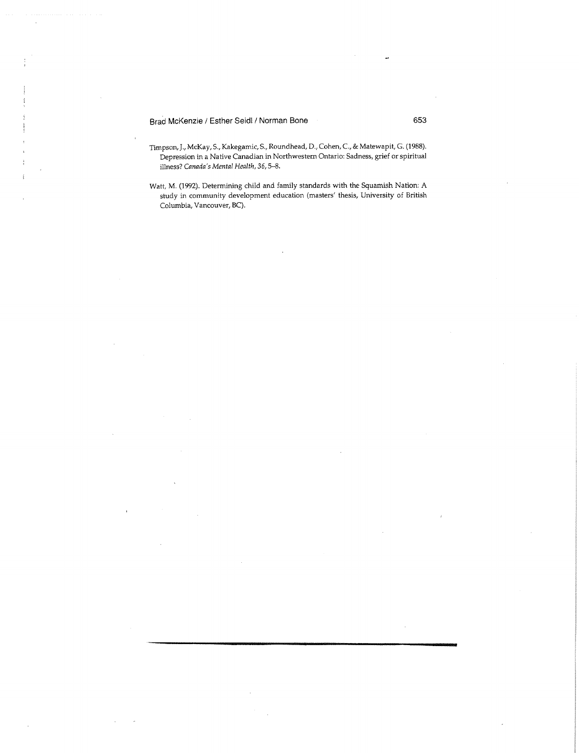Timpson, J., McKay, S., Kakegamic, S., Roundhead, D., Cohen, C., & Matewapit, G. (1988). Depression in a Native Canadian in Northwestern Ontario: Sadness, grief or spiritual illness? *Canada's Mental Health, 36*, 5–8.

Watt, M. (1992). Determining child and family standards with the Squamish Nation: A study in community development education (masters' thesis, University of British Columbia, Vancouver, BC).